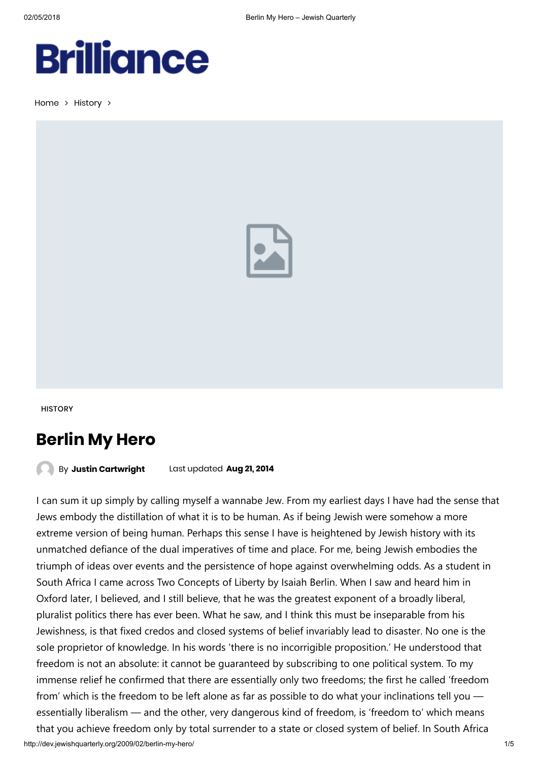Brilliance

Home > History >

HISTORY

# Berlin My Hero

By **Justin Cartwright** Last updated **Aug 21, 2014**

I can sum it up simply by calling myself a wannabe Jew. From my earliest days I have had the sense that Jews embody the distillation of what it is to be human. As if being Jewish were somehow a more extreme version of being human. Perhaps this sense I have is heightened by Jewish history with its unmatched defiance of the dual imperatives of time and place. For me, being Jewish embodies the triumph of ideas over events and the persistence of hope against overwhelming odds. As a student in South Africa I came across Two Concepts of Liberty by Isaiah Berlin. When I saw and heard him in Oxford later, I believed, and I still believe, that he was the greatest exponent of a broadly liberal, pluralist politics there has ever been. What he saw, and I think this must be inseparable from his Jewishness, is that fixed credos and closed systems of belief invariably lead to disaster. No one is the sole proprietor of knowledge. In his words 'there is no incorrigible proposition.' He understood that freedom is not an absolute: it cannot be guaranteed by subscribing to one political system. To my immense relief he confirmed that there are essentially only two freedoms; the first he called 'freedom from' which is the freedom to be left alone as far as possible to do what your inclinations tell you — essentially liberalism — and the other, very dangerous kind of freedom, is 'freedom to' which means that you achieve freedom only by total surrender to a state or closed system of belief. In South Africa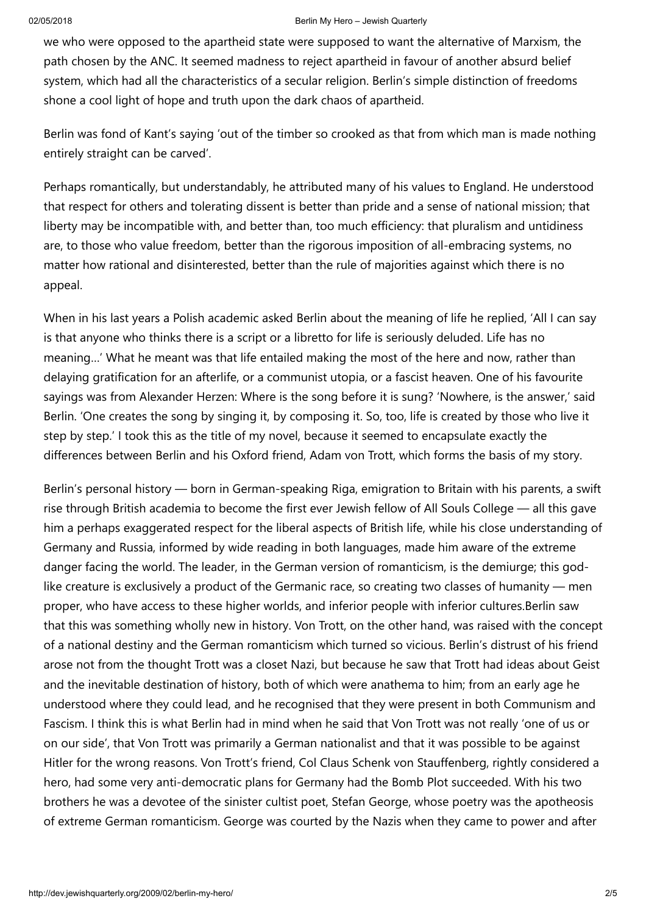we who were opposed to the apartheid state were supposed to want the alternative of Marxism, the path chosen by the ANC. It seemed madness to reject apartheid in favour of another absurd belief system, which had all the characteristics of a secular religion. Berlin's simple distinction of freedoms shone a cool light of hope and truth upon the dark chaos of apartheid.

Berlin was fond of Kant's saying 'out of the timber so crooked as that from which man is made nothing entirely straight can be carved'.

Perhaps romantically, but understandably, he attributed many of his values to England. He understood that respect for others and tolerating dissent is better than pride and a sense of national mission; that liberty may be incompatible with, and better than, too much efficiency: that pluralism and untidiness are, to those who value freedom, better than the rigorous imposition of all-embracing systems, no matter how rational and disinterested, better than the rule of majorities against which there is no appeal.

When in his last years a Polish academic asked Berlin about the meaning of life he replied, 'All I can say is that anyone who thinks there is a script or a libretto for life is seriously deluded. Life has no meaning…' What he meant was that life entailed making the most of the here and now, rather than delaying gratification for an afterlife, or a communist utopia, or a fascist heaven. One of his favourite sayings was from Alexander Herzen: Where is the song before it is sung? 'Nowhere, is the answer,' said Berlin. 'One creates the song by singing it, by composing it. So, too, life is created by those who live it step by step.' I took this as the title of my novel, because it seemed to encapsulate exactly the differences between Berlin and his Oxford friend, Adam von Trott, which forms the basis of my story.

Berlin's personal history — born in German-speaking Riga, emigration to Britain with his parents, a swift rise through British academia to become the first ever Jewish fellow of All Souls College — all this gave him a perhaps exaggerated respect for the liberal aspects of British life, while his close understanding of Germany and Russia, informed by wide reading in both languages, made him aware of the extreme danger facing the world. The leader, in the German version of romanticism, is the demiurge; this god-like creature is exclusively a product of the Germanic race, so creating two classes of humanity — men proper, who have access to these higher worlds, and inferior people with inferior cultures.Berlin saw that this was something wholly new in history. Von Trott, on the other hand, was raised with the concept of a national destiny and the German romanticism which turned so vicious. Berlin's distrust of his friend arose not from the thought Trott was a closet Nazi, but because he saw that Trott had ideas about Geist and the inevitable destination of history, both of which were anathema to him; from an early age he understood where they could lead, and he recognised that they were present in both Communism and Fascism. I think this is what Berlin had in mind when he said that Von Trott was not really 'one of us or on our side', that Von Trott was primarily a German nationalist and that it was possible to be against Hitler for the wrong reasons. Von Trott's friend, Col Claus Schenk von Stauffenberg, rightly considered a hero, had some very anti-democratic plans for Germany had the Bomb Plot succeeded. With his two brothers he was a devotee of the sinister cultist poet, Stefan George, whose poetry was the apotheosis of extreme German romanticism. George was courted by the Nazis when they came to power and after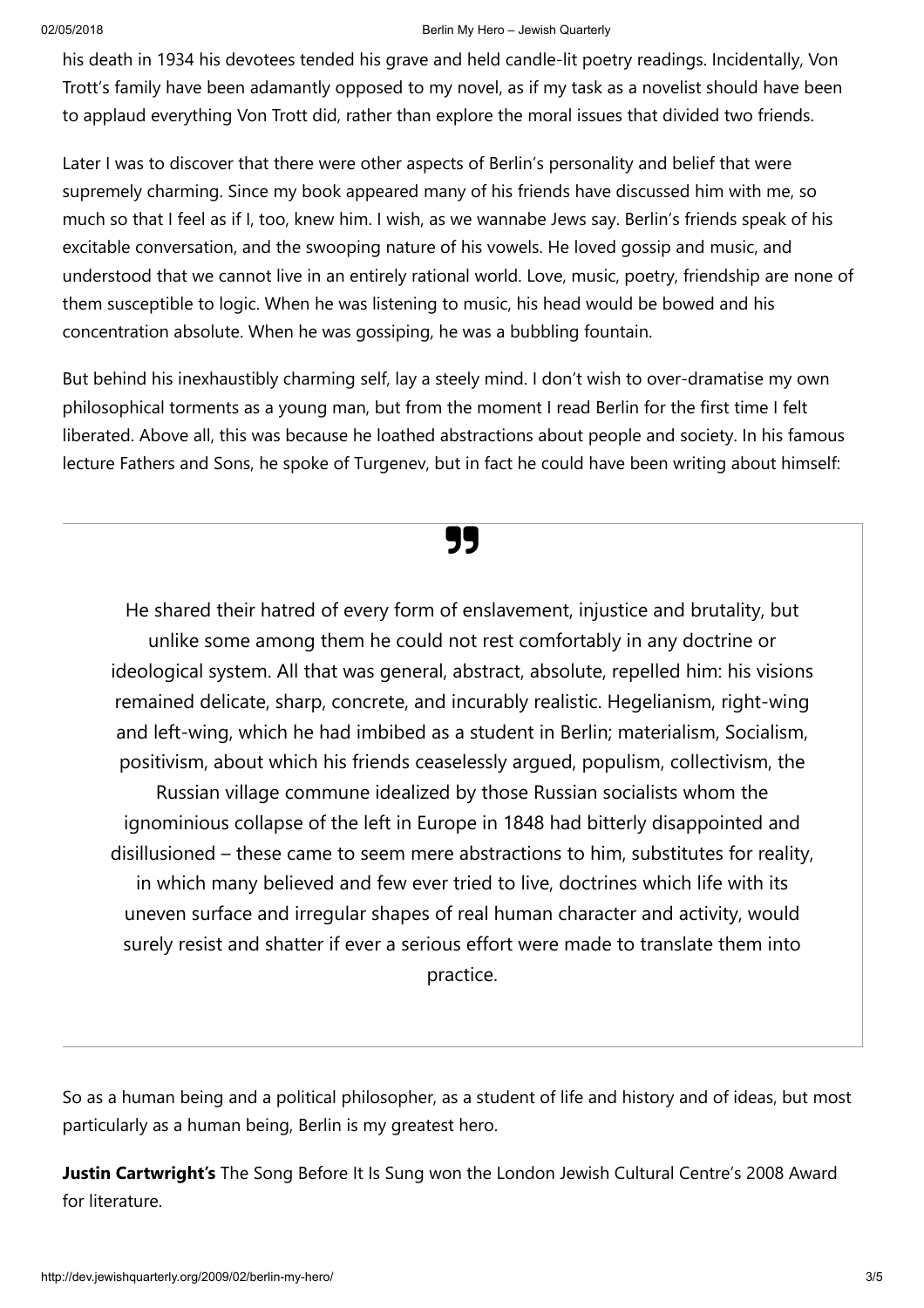his death in 1934 his devotees tended his grave and held candle-lit poetry readings. Incidentally, Von Trott's family have been adamantly opposed to my novel, as if my task as a novelist should have been to applaud everything Von Trott did, rather than explore the moral issues that divided two friends.

Later I was to discover that there were other aspects of Berlin's personality and belief that were supremely charming. Since my book appeared many of his friends have discussed him with me, so much so that I feel as if I, too, knew him. I wish, as we wannabe Jews say. Berlin's friends speak of his excitable conversation, and the swooping nature of his vowels. He loved gossip and music, and understood that we cannot live in an entirely rational world. Love, music, poetry, friendship are none of them susceptible to logic. When he was listening to music, his head would be bowed and his concentration absolute. When he was gossiping, he was a bubbling fountain.

But behind his inexhaustibly charming self, lay a steely mind. I don't wish to over-dramatise my own philosophical torments as a young man, but from the moment I read Berlin for the first time I felt liberated. Above all, this was because he loathed abstractions about people and society. In his famous lecture Fathers and Sons, he spoke of Turgenev, but in fact he could have been writing about himself:

> He shared their hatred of every form of enslavement, injustice and brutality, but unlike some among them he could not rest comfortably in any doctrine or ideological system. All that was general, abstract, absolute, repelled him: his visions remained delicate, sharp, concrete, and incurably realistic. Hegelianism, right-wing and left-wing, which he had imbibed as a student in Berlin; materialism, Socialism, positivism, about which his friends ceaselessly argued, populism, collectivism, the Russian village commune idealized by those Russian socialists whom the ignominious collapse of the left in Europe in 1848 had bitterly disappointed and disillusioned – these came to seem mere abstractions to him, substitutes for reality, in which many believed and few ever tried to live, doctrines which life with its uneven surface and irregular shapes of real human character and activity, would surely resist and shatter if ever a serious effort were made to translate them into practice.

So as a human being and a political philosopher, as a student of life and history and of ideas, but most particularly as a human being, Berlin is my greatest hero.

**Justin Cartwright's** The Song Before It Is Sung won the London Jewish Cultural Centre's 2008 Award for literature.